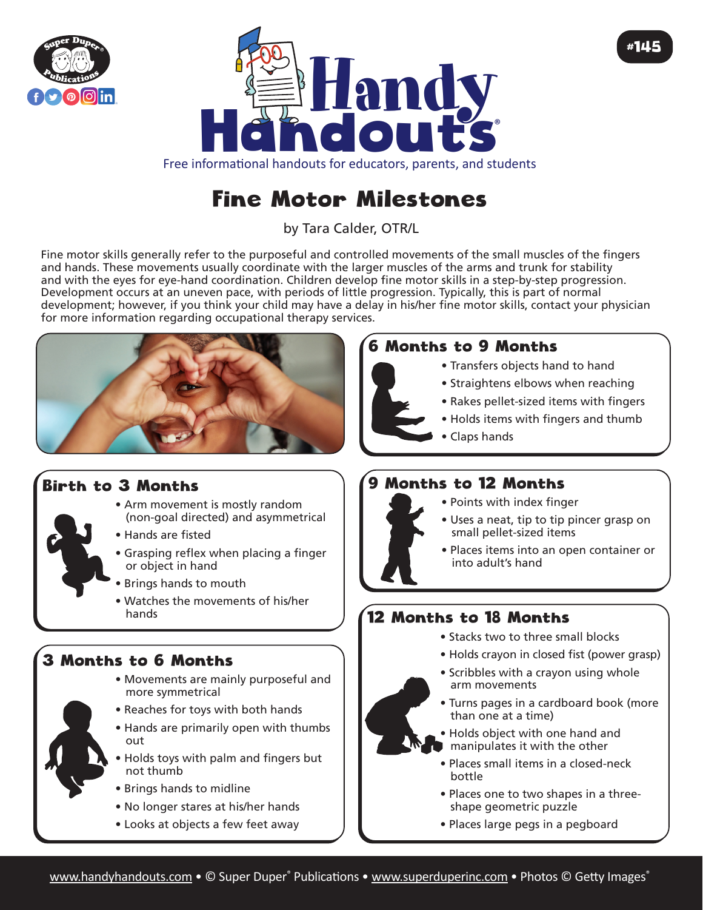#145

# Handy Handouts®

Free informational handouts for educators, parents, and students

## Fine Motor Milestones

by Tara Calder, OTR/L

Fine motor skills generally refer to the purposeful and controlled movements of the small muscles of the fingers and hands. These movements usually coordinate with the larger muscles of the arms and trunk for stability and with the eyes for eye-hand coordination. Children develop fine motor skills in a step-by-step progression. Development occurs at an uneven pace, with periods of little progression. Typically, this is part of normal development; however, if you think your child may have a delay in his/her fine motor skills, contact your physician for more information regarding occupational therapy services.

### Birth to 3 Months

- Arm movement is mostly random (non-goal directed) and asymmetrical
- Hands are fisted
- Grasping reflex when placing a finger or object in hand
- Brings hands to mouth
- Watches the movements of his/her hands

### 3 Months to 6 Months

- Movements are mainly purposeful and more symmetrical
- Reaches for toys with both hands
- Hands are primarily open with thumbs out
- Holds toys with palm and fingers but not thumb
- Brings hands to midline
- No longer stares at his/her hands
- Looks at objects a few feet away

### 6 Months to 9 Months

- Transfers objects hand to hand
- Straightens elbows when reaching
- Rakes pellet-sized items with fingers
- Holds items with fingers and thumb
- Claps hands

### 9 Months to 12 Months

- Points with index finger
- Uses a neat, tip to tip pincer grasp on small pellet-sized items
- Places items into an open container or into adult's hand

### 12 Months to 18 Months

- Stacks two to three small blocks
- Holds crayon in closed fist (power grasp)
- Scribbles with a crayon using whole arm movements
- Turns pages in a cardboard book (more than one at a time)
- Holds object with one hand and manipulates it with the other
- Places small items in a closed-neck bottle
- Places one to two shapes in a three-shape geometric puzzle
- Places large pegs in a pegboard

www.handyhandouts.com • © Super Duper® Publications • www.superduperinc.com • Photos © Getty Images®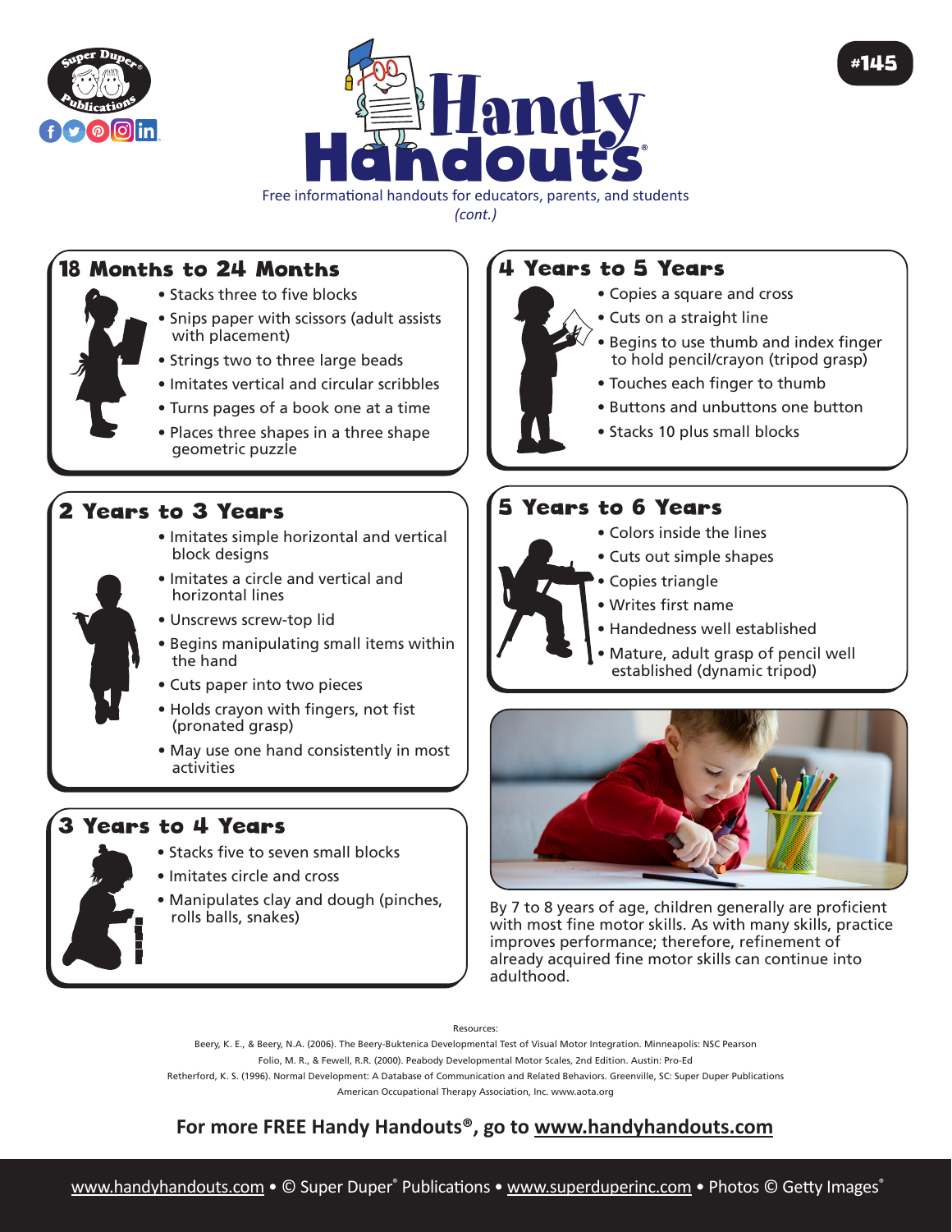# Handy Handouts

Free informational handouts for educators, parents, and students

*(cont.)*

## 18 Months to 24 Months

- Stacks three to five blocks
- Snips paper with scissors (adult assists with placement)
- Strings two to three large beads
- Imitates vertical and circular scribbles
- Turns pages of a book one at a time
- Places three shapes in a three shape geometric puzzle

## 2 Years to 3 Years

- Imitates simple horizontal and vertical block designs
- Imitates a circle and vertical and horizontal lines
- Unscrews screw-top lid
- Begins manipulating small items within the hand
- Cuts paper into two pieces
- Holds crayon with fingers, not fist (pronated grasp)
- May use one hand consistently in most activities

## 3 Years to 4 Years

- Stacks five to seven small blocks
- Imitates circle and cross
- Manipulates clay and dough (pinches, rolls balls, snakes)

## 4 Years to 5 Years

- Copies a square and cross
- Cuts on a straight line
- Begins to use thumb and index finger to hold pencil/crayon (tripod grasp)
- Touches each finger to thumb
- Buttons and unbuttons one button
- Stacks 10 plus small blocks

## 5 Years to 6 Years

- Colors inside the lines
- Cuts out simple shapes
- Copies triangle
- Writes first name
- Handedness well established
- Mature, adult grasp of pencil well established (dynamic tripod)

By 7 to 8 years of age, children generally are proficient with most fine motor skills. As with many skills, practice improves performance; therefore, refinement of already acquired fine motor skills can continue into adulthood.

Resources:

Beery, K. E., & Beery, N.A. (2006). The Beery-Buktenica Developmental Test of Visual Motor Integration. Minneapolis: NSC Pearson

Folio, M. R., & Fewell, R.R. (2000). Peabody Developmental Motor Scales, 2nd Edition. Austin: Pro-Ed

Retherford, K. S. (1996). Normal Development: A Database of Communication and Related Behaviors. Greenville, SC: Super Duper Publications

American Occupational Therapy Association, Inc. www.aota.org

**For more FREE Handy Handouts®, go to www.handyhandouts.com**